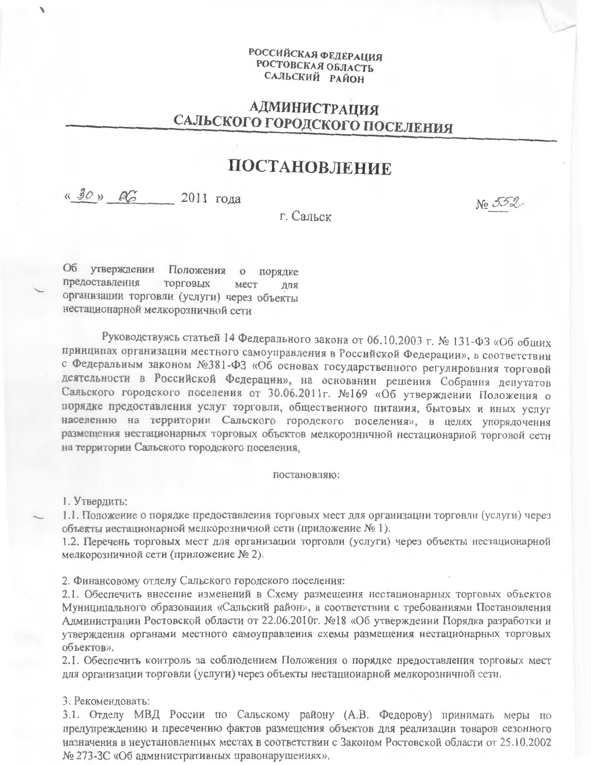РОССИЙСКАЯ ФЕДЕРАЦИЯ
РОСТОВСКАЯ ОБЛАСТЬ
САЛЬСКИЙ РАЙОН

# АДМИНИСТРАЦИЯ САЛЬСКОГО ГОРОДСКОГО ПОСЕЛЕНИЯ

# ПОСТАНОВЛЕНИЕ

«30» 06 2011 года № 552

г. Сальск

Об утверждении Положения о порядке предоставления торговых мест для организации торговли (услуги) через объекты нестационарной мелкорозничной сети

Руководствуясь статьей 14 Федерального закона от 06.10.2003 г. № 131-ФЗ «Об общих принципах организации местного самоуправления в Российской Федерации», в соответствии с Федеральным законом №381-ФЗ «Об основах государственного регулирования торговой деятельности в Российской Федерации», на основании решения Собрания депутатов Сальского городского поселения от 30.06.2011г. №169 «Об утверждении Положения о порядке предоставления услуг торговли, общественного питания, бытовых и иных услуг населению на территории Сальского городского поселения», в целях упорядочения размещения нестационарных торговых объектов мелкорозничной нестационарной торговой сети на территории Сальского городского поселения,

постановляю:

1. Утвердить:
1.1. Положение о порядке предоставления торговых мест для организации торговли (услуги) через объекты нестационарной мелкорозничной сети (приложение № 1).
1.2. Перечень торговых мест для организации торговли (услуги) через объекты нестационарной мелкорозничной сети (приложение № 2).

2. Финансовому отделу Сальского городского поселения:
2.1. Обеспечить внесение изменений в Схему размещения нестационарных торговых объектов Муниципального образования «Сальский район», в соответствии с требованиями Постановления Администрации Ростовской области от 22.06.2010г. №18 «Об утверждении Порядка разработки и утверждения органами местного самоуправления схемы размещения нестационарных торговых объектов».
2.1. Обеспечить контроль за соблюдением Положения о порядке предоставления торговых мест для организации торговли (услуги) через объекты нестационарной мелкорозничной сети.

3. Рекомендовать:
3.1. Отделу МВД России по Сальскому району (А.В. Федорову) принимать меры по предупреждению и пресечению фактов размещения объектов для реализации товаров сезонного назначения в неустановленных местах в соответствии с Законом Ростовской области от 25.10.2002 № 273-ЗС «Об административных правонарушениях».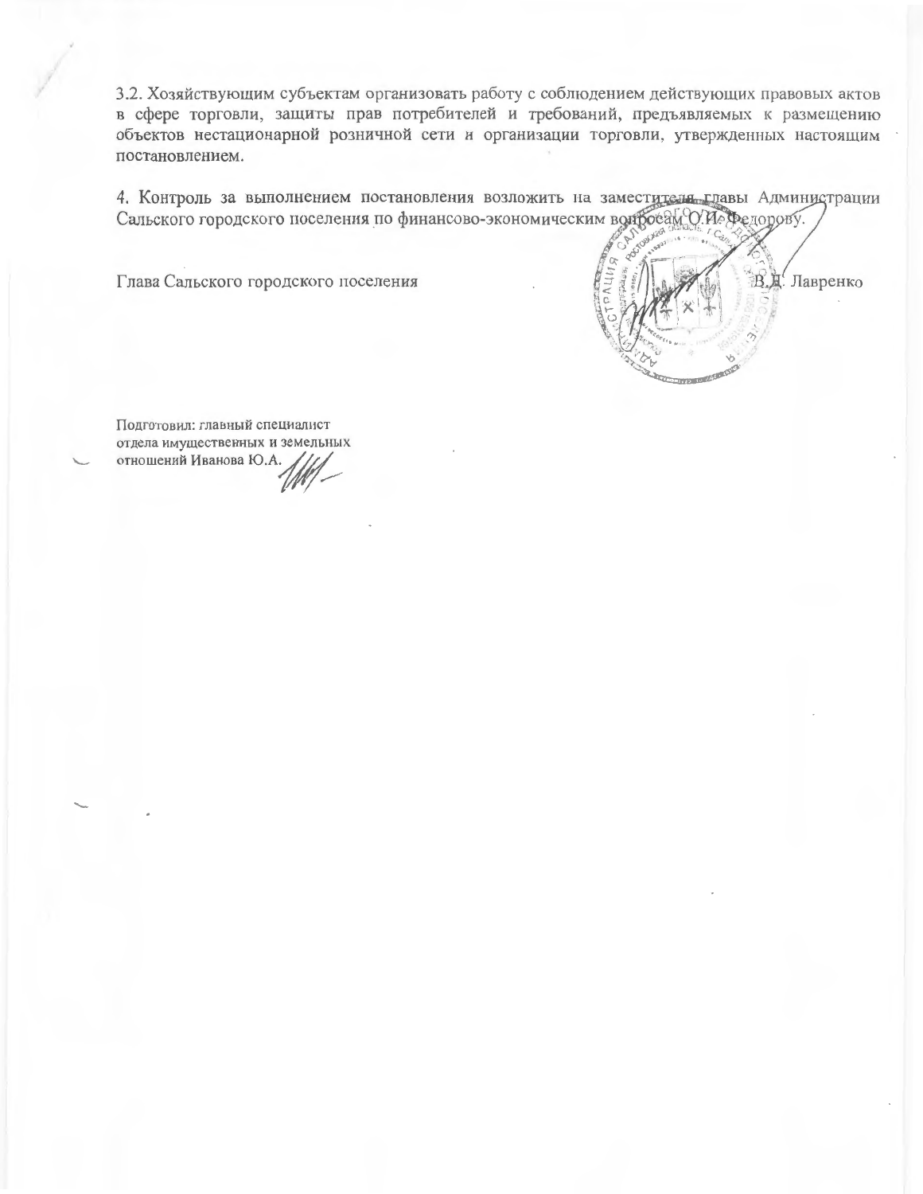3.2. Хозяйствующим субъектам организовать работу с соблюдением действующих правовых актов в сфере торговли, защиты прав потребителей и требований, предъявляемых к размещению объектов нестационарной розничной сети и организации торговли, утвержденных настоящим постановлением.

4. Контроль за выполнением постановления возложить на заместителя главы Администрации Сальского городского поселения по финансово-экономическим вопросам О.И. Федорову.

Глава Сальского городского поселения В.Д. Лавренко

Подготовил: главный специалист
отдела имущественных и земельных
отношений Иванова Ю.А.